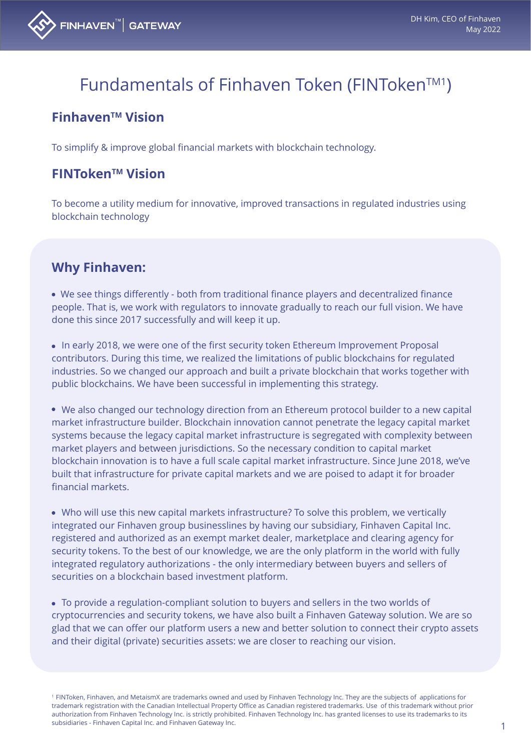DH Kim, CEO of Finhaven
May 2022

# Fundamentals of Finhaven Token (FINToken™[1])

## Finhaven™ Vision

To simplify & improve global financial markets with blockchain technology.

## FINToken™ Vision

To become a utility medium for innovative, improved transactions in regulated industries using blockchain technology

## Why Finhaven:

- We see things differently - both from traditional finance players and decentralized finance people. That is, we work with regulators to innovate gradually to reach our full vision. We have done this since 2017 successfully and will keep it up.

- In early 2018, we were one of the first security token Ethereum Improvement Proposal contributors. During this time, we realized the limitations of public blockchains for regulated industries. So we changed our approach and built a private blockchain that works together with public blockchains. We have been successful in implementing this strategy.

- We also changed our technology direction from an Ethereum protocol builder to a new capital market infrastructure builder. Blockchain innovation cannot penetrate the legacy capital market systems because the legacy capital market infrastructure is segregated with complexity between market players and between jurisdictions. So the necessary condition to capital market blockchain innovation is to have a full scale capital market infrastructure. Since June 2018, we've built that infrastructure for private capital markets and we are poised to adapt it for broader financial markets.

- Who will use this new capital markets infrastructure? To solve this problem, we vertically integrated our Finhaven group businesslines by having our subsidiary, Finhaven Capital Inc. registered and authorized as an exempt market dealer, marketplace and clearing agency for security tokens. To the best of our knowledge, we are the only platform in the world with fully integrated regulatory authorizations - the only intermediary between buyers and sellers of securities on a blockchain based investment platform.

- To provide a regulation-compliant solution to buyers and sellers in the two worlds of cryptocurrencies and security tokens, we have also built a Finhaven Gateway solution. We are so glad that we can offer our platform users a new and better solution to connect their crypto assets and their digital (private) securities assets: we are closer to reaching our vision.

[1] FINToken, Finhaven, and MetaismX are trademarks owned and used by Finhaven Technology Inc. They are the subjects of applications for trademark registration with the Canadian Intellectual Property Office as Canadian registered trademarks. Use of this trademark without prior authorization from Finhaven Technology Inc. is strictly prohibited. Finhaven Technology Inc. has granted licenses to use its trademarks to its subsidiaries - Finhaven Capital Inc. and Finhaven Gateway Inc.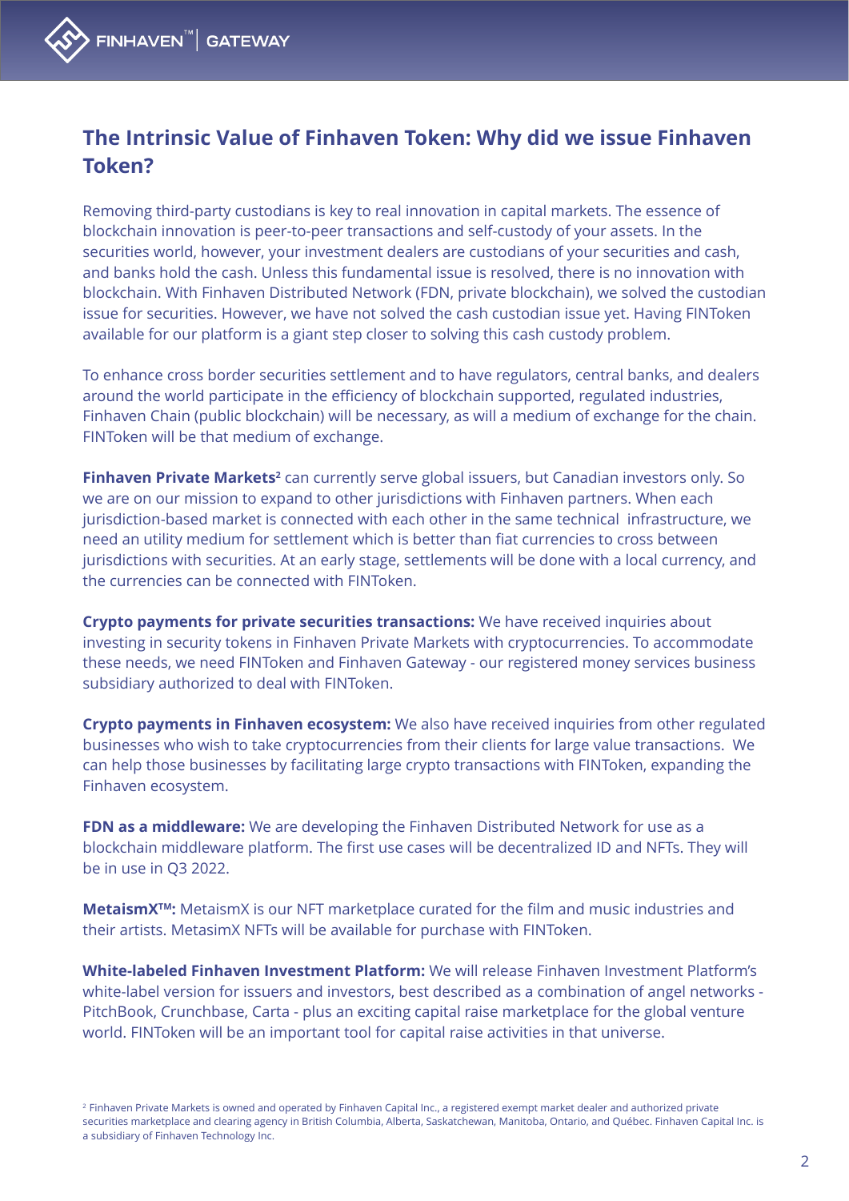## The Intrinsic Value of Finhaven Token: Why did we issue Finhaven Token?

Removing third-party custodians is key to real innovation in capital markets. The essence of blockchain innovation is peer-to-peer transactions and self-custody of your assets. In the securities world, however, your investment dealers are custodians of your securities and cash, and banks hold the cash. Unless this fundamental issue is resolved, there is no innovation with blockchain. With Finhaven Distributed Network (FDN, private blockchain), we solved the custodian issue for securities. However, we have not solved the cash custodian issue yet. Having FINToken available for our platform is a giant step closer to solving this cash custody problem.

To enhance cross border securities settlement and to have regulators, central banks, and dealers around the world participate in the efficiency of blockchain supported, regulated industries, Finhaven Chain (public blockchain) will be necessary, as will a medium of exchange for the chain. FINToken will be that medium of exchange.

**Finhaven Private Markets**[2] can currently serve global issuers, but Canadian investors only. So we are on our mission to expand to other jurisdictions with Finhaven partners. When each jurisdiction-based market is connected with each other in the same technical infrastructure, we need an utility medium for settlement which is better than fiat currencies to cross between jurisdictions with securities. At an early stage, settlements will be done with a local currency, and the currencies can be connected with FINToken.

**Crypto payments for private securities transactions:** We have received inquiries about investing in security tokens in Finhaven Private Markets with cryptocurrencies. To accommodate these needs, we need FINToken and Finhaven Gateway - our registered money services business subsidiary authorized to deal with FINToken.

**Crypto payments in Finhaven ecosystem:** We also have received inquiries from other regulated businesses who wish to take cryptocurrencies from their clients for large value transactions. We can help those businesses by facilitating large crypto transactions with FINToken, expanding the Finhaven ecosystem.

**FDN as a middleware:** We are developing the Finhaven Distributed Network for use as a blockchain middleware platform. The first use cases will be decentralized ID and NFTs. They will be in use in Q3 2022.

**MetaismX™:** MetaismX is our NFT marketplace curated for the film and music industries and their artists. MetasimX NFTs will be available for purchase with FINToken.

**White-labeled Finhaven Investment Platform:** We will release Finhaven Investment Platform's white-label version for issuers and investors, best described as a combination of angel networks - PitchBook, Crunchbase, Carta - plus an exciting capital raise marketplace for the global venture world. FINToken will be an important tool for capital raise activities in that universe.

[2] Finhaven Private Markets is owned and operated by Finhaven Capital Inc., a registered exempt market dealer and authorized private securities marketplace and clearing agency in British Columbia, Alberta, Saskatchewan, Manitoba, Ontario, and Québec. Finhaven Capital Inc. is a subsidiary of Finhaven Technology Inc.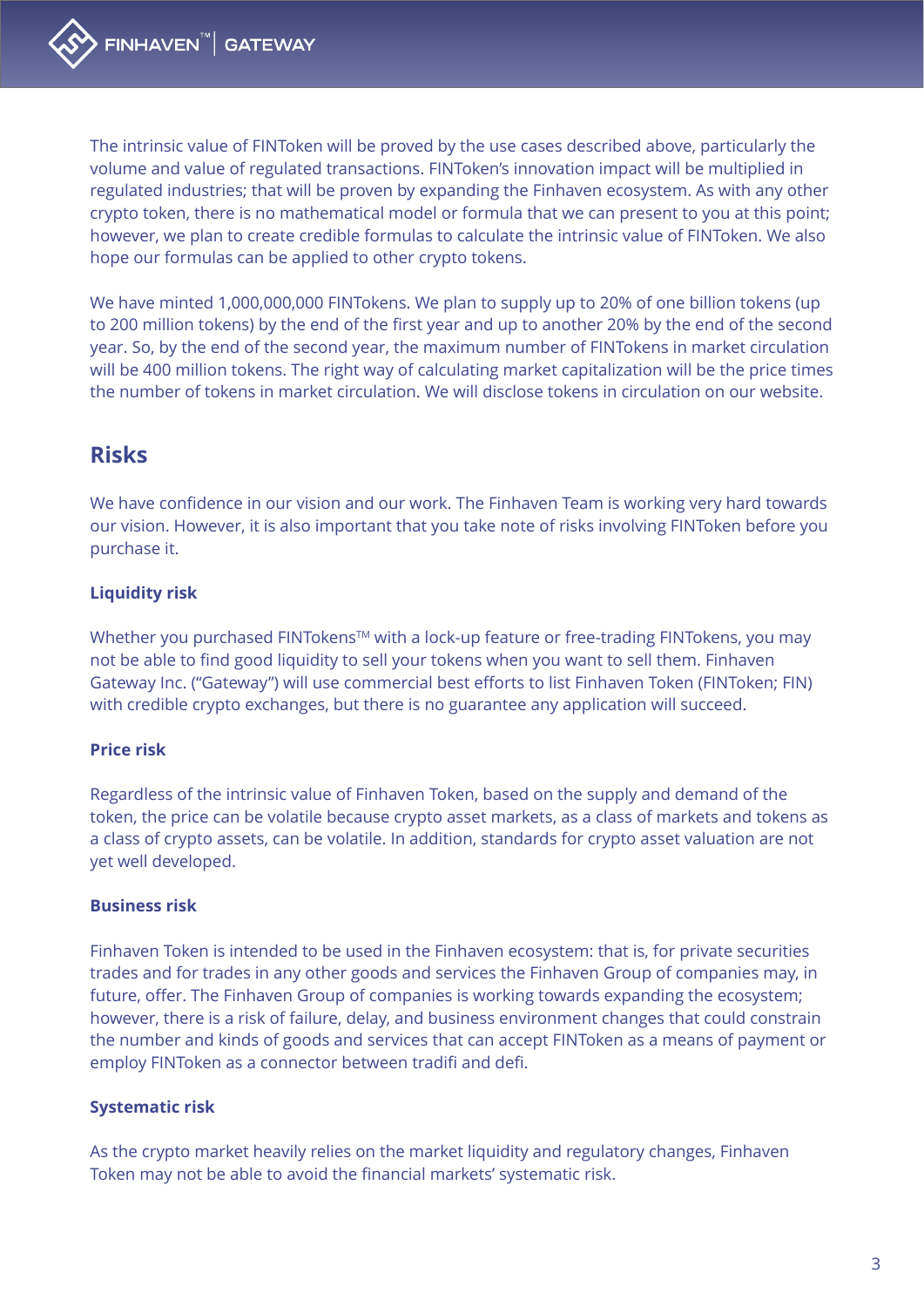The intrinsic value of FINToken will be proved by the use cases described above, particularly the volume and value of regulated transactions. FINToken's innovation impact will be multiplied in regulated industries; that will be proven by expanding the Finhaven ecosystem. As with any other crypto token, there is no mathematical model or formula that we can present to you at this point; however, we plan to create credible formulas to calculate the intrinsic value of FINToken. We also hope our formulas can be applied to other crypto tokens.

We have minted 1,000,000,000 FINTokens. We plan to supply up to 20% of one billion tokens (up to 200 million tokens) by the end of the first year and up to another 20% by the end of the second year. So, by the end of the second year, the maximum number of FINTokens in market circulation will be 400 million tokens. The right way of calculating market capitalization will be the price times the number of tokens in market circulation. We will disclose tokens in circulation on our website.

## Risks

We have confidence in our vision and our work. The Finhaven Team is working very hard towards our vision. However, it is also important that you take note of risks involving FINToken before you purchase it.

### Liquidity risk

Whether you purchased FINTokens™ with a lock-up feature or free-trading FINTokens, you may not be able to find good liquidity to sell your tokens when you want to sell them. Finhaven Gateway Inc. ("Gateway") will use commercial best efforts to list Finhaven Token (FINToken; FIN) with credible crypto exchanges, but there is no guarantee any application will succeed.

### Price risk

Regardless of the intrinsic value of Finhaven Token, based on the supply and demand of the token, the price can be volatile because crypto asset markets, as a class of markets and tokens as a class of crypto assets, can be volatile. In addition, standards for crypto asset valuation are not yet well developed.

### Business risk

Finhaven Token is intended to be used in the Finhaven ecosystem: that is, for private securities trades and for trades in any other goods and services the Finhaven Group of companies may, in future, offer. The Finhaven Group of companies is working towards expanding the ecosystem; however, there is a risk of failure, delay, and business environment changes that could constrain the number and kinds of goods and services that can accept FINToken as a means of payment or employ FINToken as a connector between tradifi and defi.

### Systematic risk

As the crypto market heavily relies on the market liquidity and regulatory changes, Finhaven Token may not be able to avoid the financial markets' systematic risk.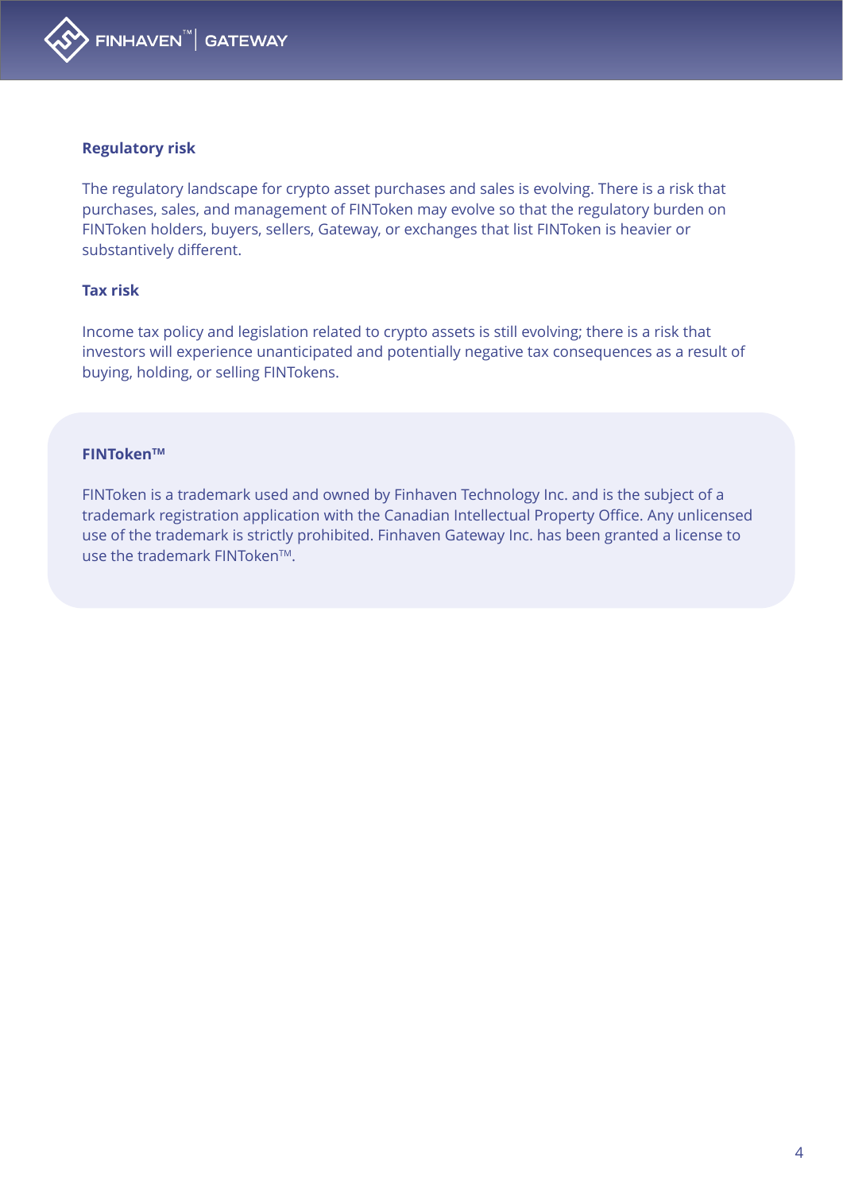### Regulatory risk

The regulatory landscape for crypto asset purchases and sales is evolving. There is a risk that purchases, sales, and management of FINToken may evolve so that the regulatory burden on FINToken holders, buyers, sellers, Gateway, or exchanges that list FINToken is heavier or substantively different.

### Tax risk

Income tax policy and legislation related to crypto assets is still evolving; there is a risk that investors will experience unanticipated and potentially negative tax consequences as a result of buying, holding, or selling FINTokens.

### FINToken™

FINToken is a trademark used and owned by Finhaven Technology Inc. and is the subject of a trademark registration application with the Canadian Intellectual Property Office. Any unlicensed use of the trademark is strictly prohibited. Finhaven Gateway Inc. has been granted a license to use the trademark FINToken™.